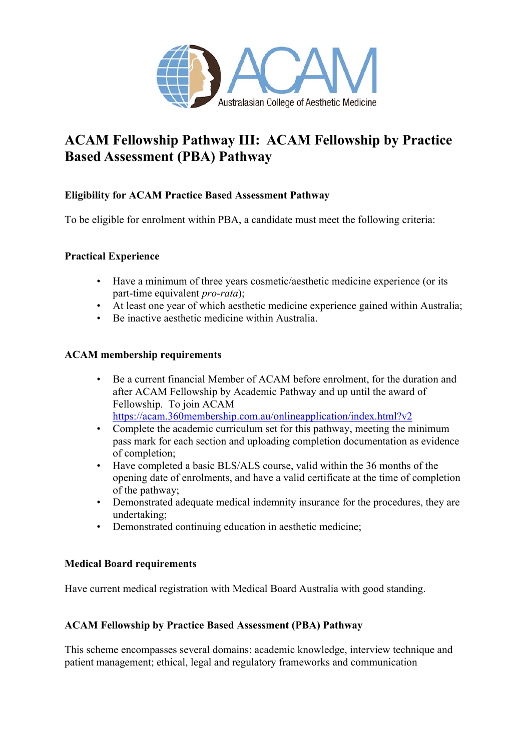# ACAM Fellowship Pathway III: ACAM Fellowship by Practice Based Assessment (PBA) Pathway

### Eligibility for ACAM Practice Based Assessment Pathway

To be eligible for enrolment within PBA, a candidate must meet the following criteria:

### Practical Experience

- Have a minimum of three years cosmetic/aesthetic medicine experience (or its part-time equivalent *pro-rata*);
- At least one year of which aesthetic medicine experience gained within Australia;
- Be inactive aesthetic medicine within Australia.

### ACAM membership requirements

- Be a current financial Member of ACAM before enrolment, for the duration and after ACAM Fellowship by Academic Pathway and up until the award of Fellowship. To join ACAM [https://acam.360membership.com.au/onlineapplication/index.html?v2](https://acam.360membership.com.au/onlineapplication/index.html?v2)
- Complete the academic curriculum set for this pathway, meeting the minimum pass mark for each section and uploading completion documentation as evidence of completion;
- Have completed a basic BLS/ALS course, valid within the 36 months of the opening date of enrolments, and have a valid certificate at the time of completion of the pathway;
- Demonstrated adequate medical indemnity insurance for the procedures, they are undertaking;
- Demonstrated continuing education in aesthetic medicine;

### Medical Board requirements

Have current medical registration with Medical Board Australia with good standing.

### ACAM Fellowship by Practice Based Assessment (PBA) Pathway

This scheme encompasses several domains: academic knowledge, interview technique and patient management; ethical, legal and regulatory frameworks and communication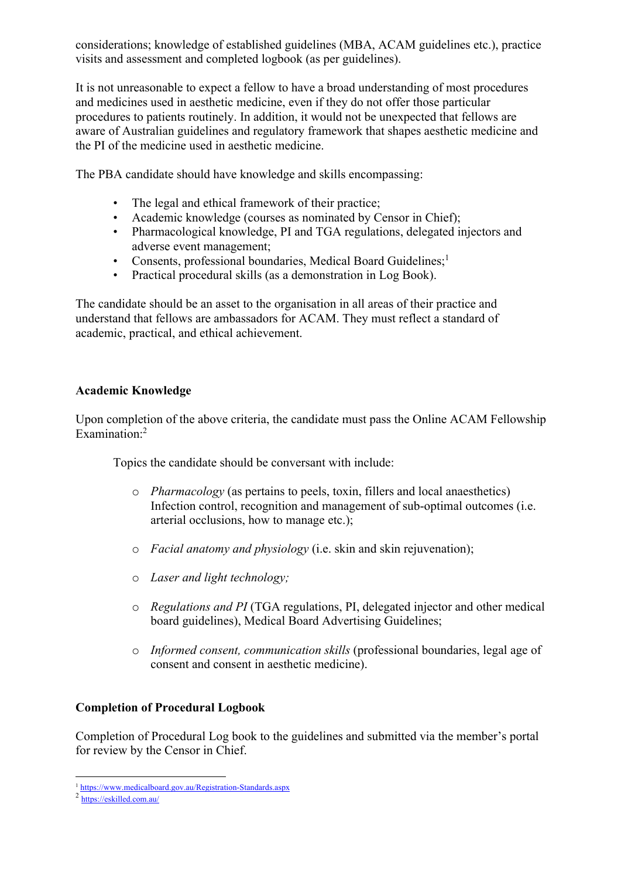considerations; knowledge of established guidelines (MBA, ACAM guidelines etc.), practice visits and assessment and completed logbook (as per guidelines).

It is not unreasonable to expect a fellow to have a broad understanding of most procedures and medicines used in aesthetic medicine, even if they do not offer those particular procedures to patients routinely. In addition, it would not be unexpected that fellows are aware of Australian guidelines and regulatory framework that shapes aesthetic medicine and the PI of the medicine used in aesthetic medicine.

The PBA candidate should have knowledge and skills encompassing:

- The legal and ethical framework of their practice;
- Academic knowledge (courses as nominated by Censor in Chief);
- Pharmacological knowledge, PI and TGA regulations, delegated injectors and adverse event management;
- Consents, professional boundaries, Medical Board Guidelines;[1]
- Practical procedural skills (as a demonstration in Log Book).

The candidate should be an asset to the organisation in all areas of their practice and understand that fellows are ambassadors for ACAM. They must reflect a standard of academic, practical, and ethical achievement.

**Academic Knowledge**

Upon completion of the above criteria, the candidate must pass the Online ACAM Fellowship Examination:[2]

Topics the candidate should be conversant with include:

- *Pharmacology* (as pertains to peels, toxin, fillers and local anaesthetics) Infection control, recognition and management of sub-optimal outcomes (i.e. arterial occlusions, how to manage etc.);

- *Facial anatomy and physiology* (i.e. skin and skin rejuvenation);

- *Laser and light technology;*

- *Regulations and PI* (TGA regulations, PI, delegated injector and other medical board guidelines), Medical Board Advertising Guidelines;

- *Informed consent, communication skills* (professional boundaries, legal age of consent and consent in aesthetic medicine).

**Completion of Procedural Logbook**

Completion of Procedural Log book to the guidelines and submitted via the member's portal for review by the Censor in Chief.

---

[1] https://www.medicalboard.gov.au/Registration-Standards.aspx

[2] https://eskilled.com.au/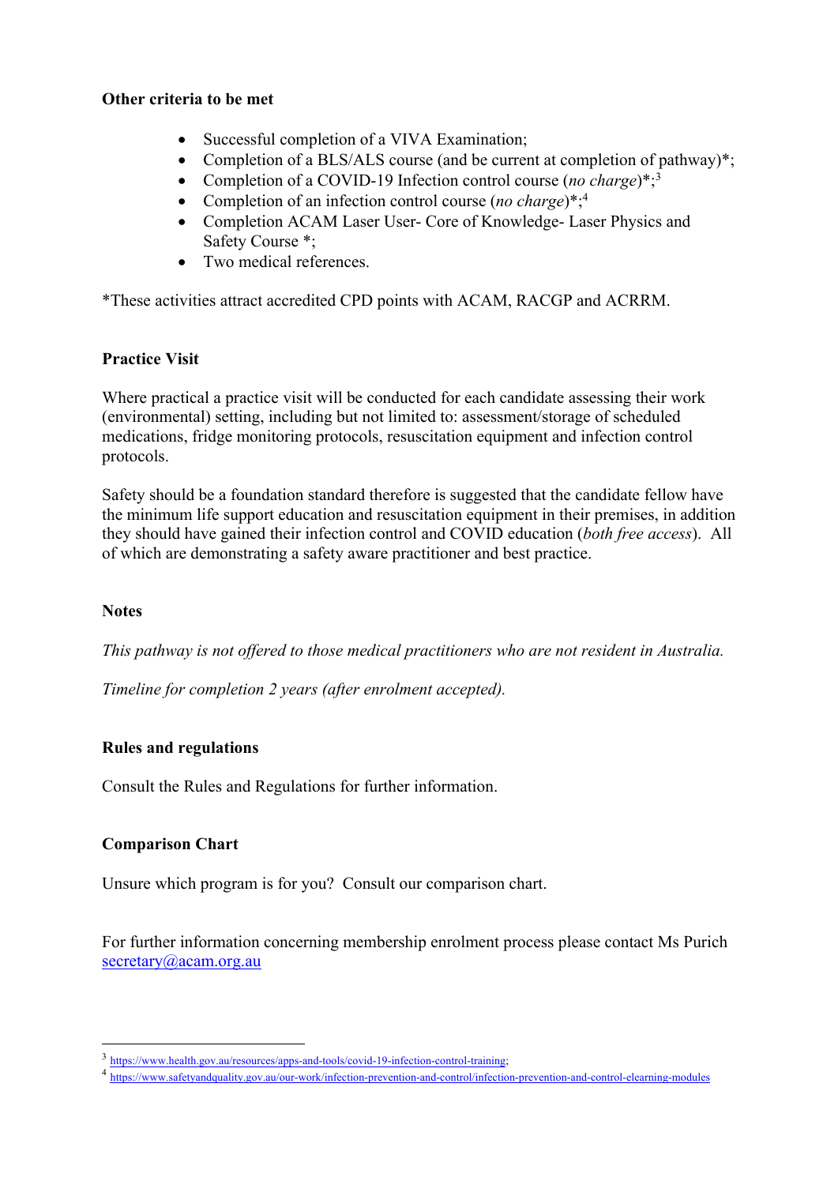**Other criteria to be met**

- Successful completion of a VIVA Examination;
- Completion of a BLS/ALS course (and be current at completion of pathway)*;
- Completion of a COVID-19 Infection control course (*no charge*)*;[3]
- Completion of an infection control course (*no charge*)*;[4]
- Completion ACAM Laser User- Core of Knowledge- Laser Physics and Safety Course *;
- Two medical references.

*These activities attract accredited CPD points with ACAM, RACGP and ACRRM.

**Practice Visit**

Where practical a practice visit will be conducted for each candidate assessing their work (environmental) setting, including but not limited to: assessment/storage of scheduled medications, fridge monitoring protocols, resuscitation equipment and infection control protocols.

Safety should be a foundation standard therefore is suggested that the candidate fellow have the minimum life support education and resuscitation equipment in their premises, in addition they should have gained their infection control and COVID education (*both free access*). All of which are demonstrating a safety aware practitioner and best practice.

**Notes**

*This pathway is not offered to those medical practitioners who are not resident in Australia.*

*Timeline for completion 2 years (after enrolment accepted).*

**Rules and regulations**

Consult the Rules and Regulations for further information.

**Comparison Chart**

Unsure which program is for you? Consult our comparison chart.

For further information concerning membership enrolment process please contact Ms Purich secretary@acam.org.au

[3] https://www.health.gov.au/resources/apps-and-tools/covid-19-infection-control-training;

[4] https://www.safetyandquality.gov.au/our-work/infection-prevention-and-control/infection-prevention-and-control-elearning-modules